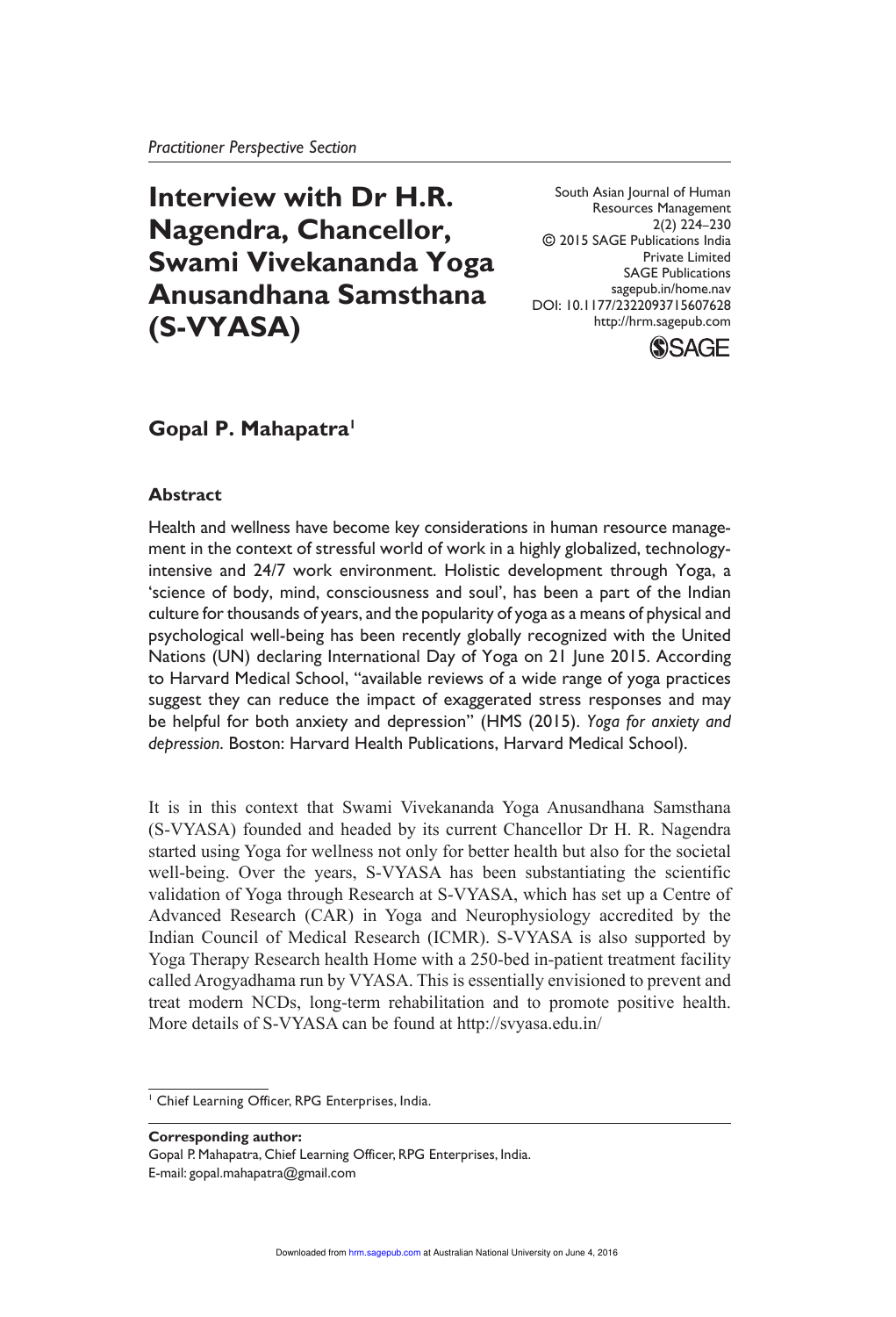*Practitioner Perspective Section*

# Interview with Dr H.R. Nagendra, Chancellor, Swami Vivekananda Yoga Anusandhana Samsthana (S-VYASA)

South Asian Journal of Human Resources Management
2(2) 224–230
© 2015 SAGE Publications India Private Limited
SAGE Publications
sagepub.in/home.nav
DOI: 10.1177/2322093715607628
http://hrm.sagepub.com

**Gopal P. Mahapatra**[1]

### Abstract

Health and wellness have become key considerations in human resource management in the context of stressful world of work in a highly globalized, technology-intensive and 24/7 work environment. Holistic development through Yoga, a 'science of body, mind, consciousness and soul', has been a part of the Indian culture for thousands of years, and the popularity of yoga as a means of physical and psychological well-being has been recently globally recognized with the United Nations (UN) declaring International Day of Yoga on 21 June 2015. According to Harvard Medical School, "available reviews of a wide range of yoga practices suggest they can reduce the impact of exaggerated stress responses and may be helpful for both anxiety and depression" (HMS (2015). *Yoga for anxiety and depression*. Boston: Harvard Health Publications, Harvard Medical School).

It is in this context that Swami Vivekananda Yoga Anusandhana Samsthana (S-VYASA) founded and headed by its current Chancellor Dr H. R. Nagendra started using Yoga for wellness not only for better health but also for the societal well-being. Over the years, S-VYASA has been substantiating the scientific validation of Yoga through Research at S-VYASA, which has set up a Centre of Advanced Research (CAR) in Yoga and Neurophysiology accredited by the Indian Council of Medical Research (ICMR). S-VYASA is also supported by Yoga Therapy Research health Home with a 250-bed in-patient treatment facility called Arogyadhama run by VYASA. This is essentially envisioned to prevent and treat modern NCDs, long-term rehabilitation and to promote positive health. More details of S-VYASA can be found at http://svyasa.edu.in/

[1] Chief Learning Officer, RPG Enterprises, India.

**Corresponding author:**
Gopal P. Mahapatra, Chief Learning Officer, RPG Enterprises, India.
E-mail: gopal.mahapatra@gmail.com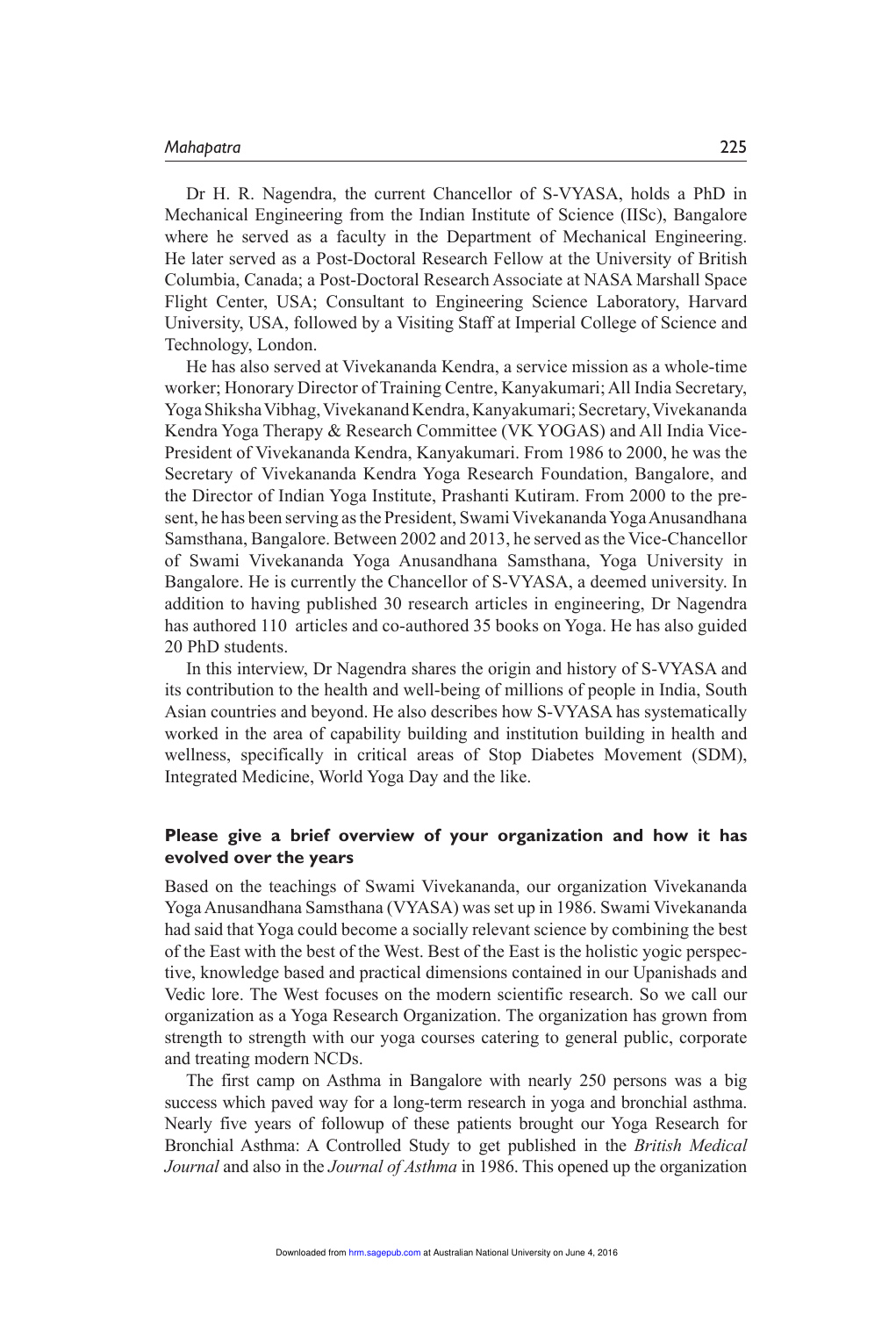Dr H. R. Nagendra, the current Chancellor of S-VYASA, holds a PhD in Mechanical Engineering from the Indian Institute of Science (IISc), Bangalore where he served as a faculty in the Department of Mechanical Engineering. He later served as a Post-Doctoral Research Fellow at the University of British Columbia, Canada; a Post-Doctoral Research Associate at NASA Marshall Space Flight Center, USA; Consultant to Engineering Science Laboratory, Harvard University, USA, followed by a Visiting Staff at Imperial College of Science and Technology, London.

He has also served at Vivekananda Kendra, a service mission as a whole-time worker; Honorary Director of Training Centre, Kanyakumari; All India Secretary, Yoga Shiksha Vibhag, Vivekanand Kendra, Kanyakumari; Secretary, Vivekananda Kendra Yoga Therapy & Research Committee (VK YOGAS) and All India Vice-President of Vivekananda Kendra, Kanyakumari. From 1986 to 2000, he was the Secretary of Vivekananda Kendra Yoga Research Foundation, Bangalore, and the Director of Indian Yoga Institute, Prashanti Kutiram. From 2000 to the present, he has been serving as the President, Swami Vivekananda Yoga Anusandhana Samsthana, Bangalore. Between 2002 and 2013, he served as the Vice-Chancellor of Swami Vivekananda Yoga Anusandhana Samsthana, Yoga University in Bangalore. He is currently the Chancellor of S-VYASA, a deemed university. In addition to having published 30 research articles in engineering, Dr Nagendra has authored 110 articles and co-authored 35 books on Yoga. He has also guided 20 PhD students.

In this interview, Dr Nagendra shares the origin and history of S-VYASA and its contribution to the health and well-being of millions of people in India, South Asian countries and beyond. He also describes how S-VYASA has systematically worked in the area of capability building and institution building in health and wellness, specifically in critical areas of Stop Diabetes Movement (SDM), Integrated Medicine, World Yoga Day and the like.

### Please give a brief overview of your organization and how it has evolved over the years

Based on the teachings of Swami Vivekananda, our organization Vivekananda Yoga Anusandhana Samsthana (VYASA) was set up in 1986. Swami Vivekananda had said that Yoga could become a socially relevant science by combining the best of the East with the best of the West. Best of the East is the holistic yogic perspective, knowledge based and practical dimensions contained in our Upanishads and Vedic lore. The West focuses on the modern scientific research. So we call our organization as a Yoga Research Organization. The organization has grown from strength to strength with our yoga courses catering to general public, corporate and treating modern NCDs.

The first camp on Asthma in Bangalore with nearly 250 persons was a big success which paved way for a long-term research in yoga and bronchial asthma. Nearly five years of followup of these patients brought our Yoga Research for Bronchial Asthma: A Controlled Study to get published in the *British Medical Journal* and also in the *Journal of Asthma* in 1986. This opened up the organization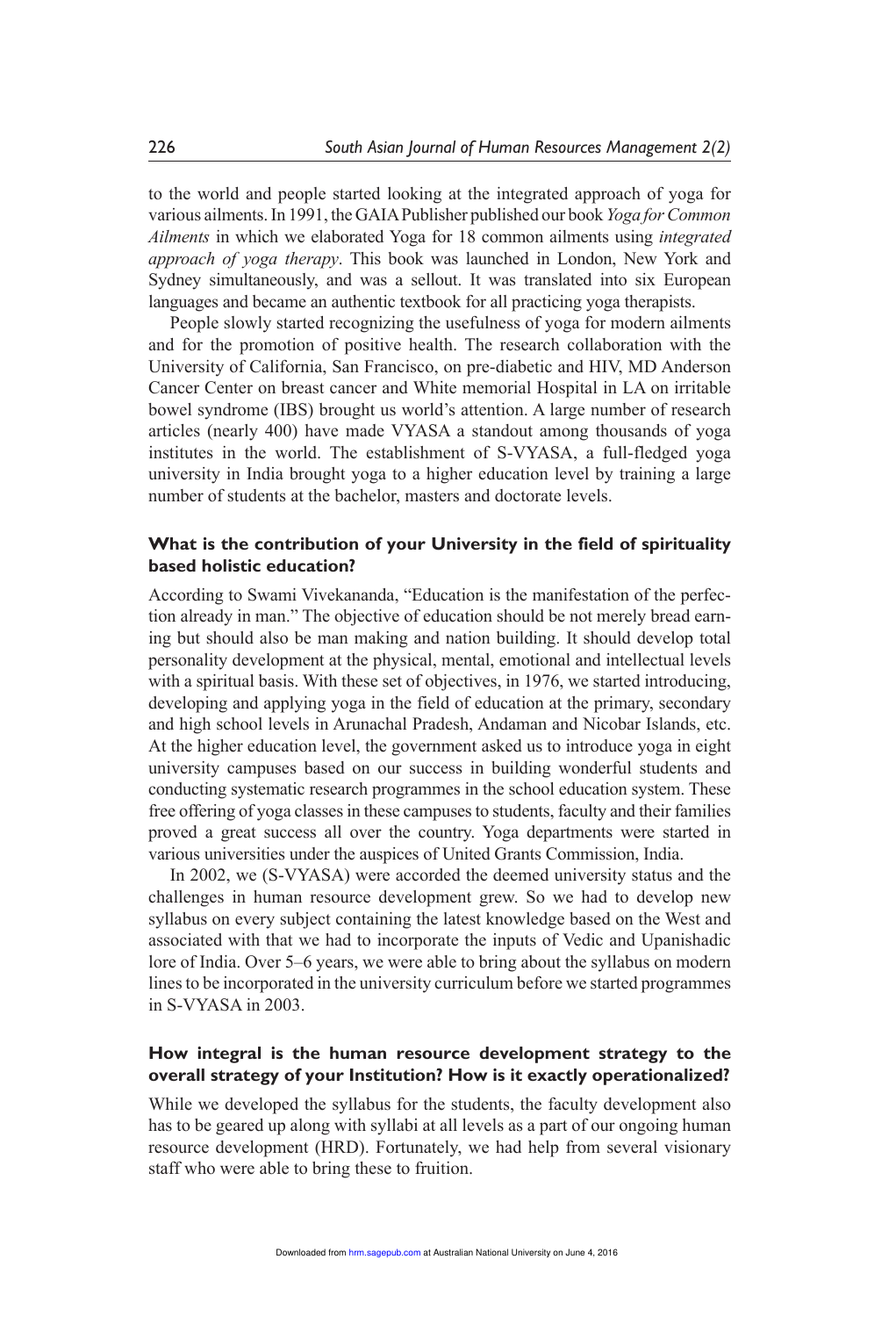to the world and people started looking at the integrated approach of yoga for various ailments. In 1991, the GAIA Publisher published our book *Yoga for Common Ailments* in which we elaborated Yoga for 18 common ailments using *integrated approach of yoga therapy*. This book was launched in London, New York and Sydney simultaneously, and was a sellout. It was translated into six European languages and became an authentic textbook for all practicing yoga therapists.

People slowly started recognizing the usefulness of yoga for modern ailments and for the promotion of positive health. The research collaboration with the University of California, San Francisco, on pre-diabetic and HIV, MD Anderson Cancer Center on breast cancer and White memorial Hospital in LA on irritable bowel syndrome (IBS) brought us world's attention. A large number of research articles (nearly 400) have made VYASA a standout among thousands of yoga institutes in the world. The establishment of S-VYASA, a full-fledged yoga university in India brought yoga to a higher education level by training a large number of students at the bachelor, masters and doctorate levels.

### What is the contribution of your University in the field of spirituality based holistic education?

According to Swami Vivekananda, "Education is the manifestation of the perfection already in man." The objective of education should be not merely bread earning but should also be man making and nation building. It should develop total personality development at the physical, mental, emotional and intellectual levels with a spiritual basis. With these set of objectives, in 1976, we started introducing, developing and applying yoga in the field of education at the primary, secondary and high school levels in Arunachal Pradesh, Andaman and Nicobar Islands, etc. At the higher education level, the government asked us to introduce yoga in eight university campuses based on our success in building wonderful students and conducting systematic research programmes in the school education system. These free offering of yoga classes in these campuses to students, faculty and their families proved a great success all over the country. Yoga departments were started in various universities under the auspices of United Grants Commission, India.

In 2002, we (S-VYASA) were accorded the deemed university status and the challenges in human resource development grew. So we had to develop new syllabus on every subject containing the latest knowledge based on the West and associated with that we had to incorporate the inputs of Vedic and Upanishadic lore of India. Over 5–6 years, we were able to bring about the syllabus on modern lines to be incorporated in the university curriculum before we started programmes in S-VYASA in 2003.

### How integral is the human resource development strategy to the overall strategy of your Institution? How is it exactly operationalized?

While we developed the syllabus for the students, the faculty development also has to be geared up along with syllabi at all levels as a part of our ongoing human resource development (HRD). Fortunately, we had help from several visionary staff who were able to bring these to fruition.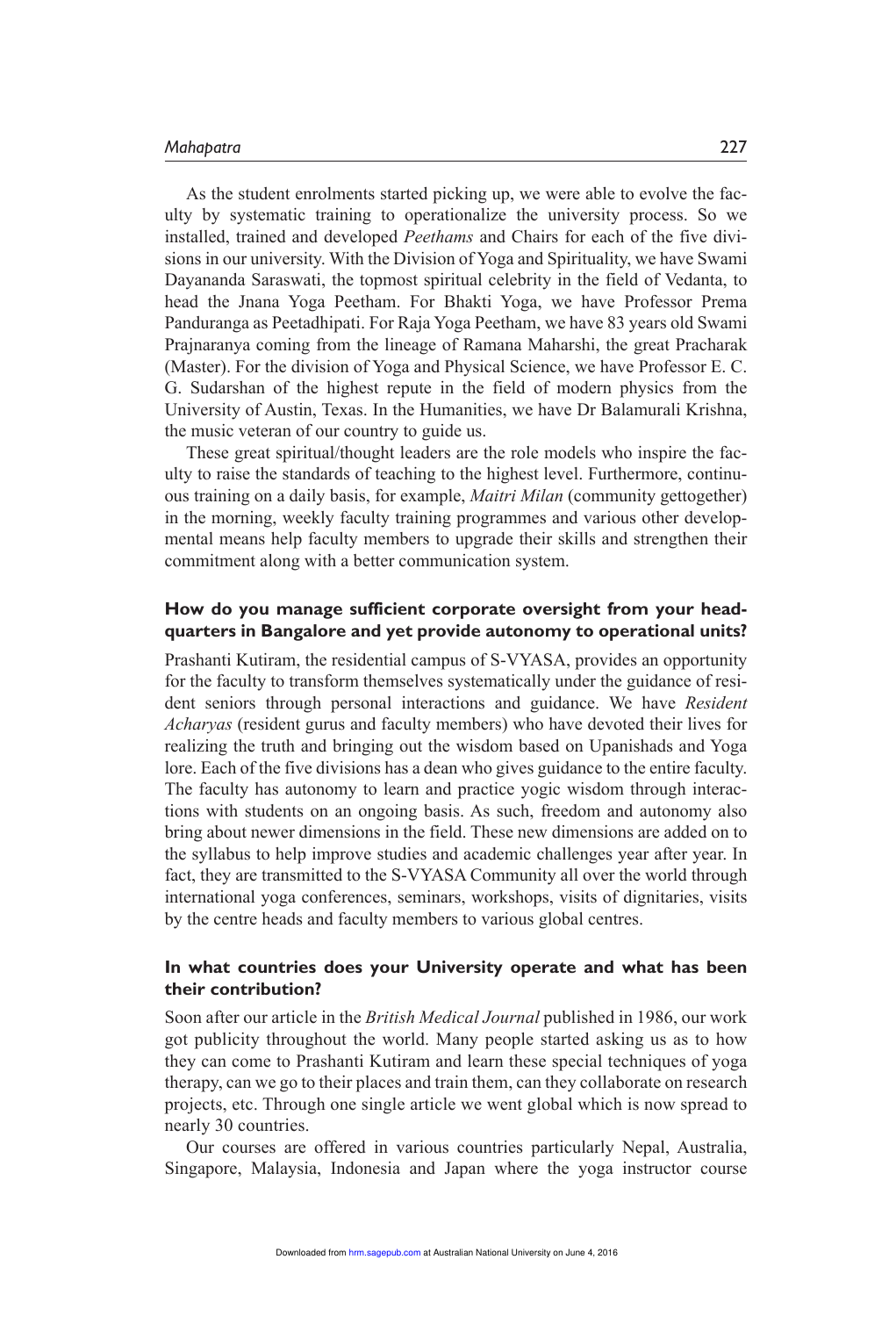As the student enrolments started picking up, we were able to evolve the faculty by systematic training to operationalize the university process. So we installed, trained and developed *Peethams* and Chairs for each of the five divisions in our university. With the Division of Yoga and Spirituality, we have Swami Dayananda Saraswati, the topmost spiritual celebrity in the field of Vedanta, to head the Jnana Yoga Peetham. For Bhakti Yoga, we have Professor Prema Panduranga as Peetadhipati. For Raja Yoga Peetham, we have 83 years old Swami Prajnaranya coming from the lineage of Ramana Maharshi, the great Pracharak (Master). For the division of Yoga and Physical Science, we have Professor E. C. G. Sudarshan of the highest repute in the field of modern physics from the University of Austin, Texas. In the Humanities, we have Dr Balamurali Krishna, the music veteran of our country to guide us.

These great spiritual/thought leaders are the role models who inspire the faculty to raise the standards of teaching to the highest level. Furthermore, continuous training on a daily basis, for example, *Maitri Milan* (community gettogether) in the morning, weekly faculty training programmes and various other developmental means help faculty members to upgrade their skills and strengthen their commitment along with a better communication system.

### How do you manage sufficient corporate oversight from your headquarters in Bangalore and yet provide autonomy to operational units?

Prashanti Kutiram, the residential campus of S-VYASA, provides an opportunity for the faculty to transform themselves systematically under the guidance of resident seniors through personal interactions and guidance. We have *Resident Acharyas* (resident gurus and faculty members) who have devoted their lives for realizing the truth and bringing out the wisdom based on Upanishads and Yoga lore. Each of the five divisions has a dean who gives guidance to the entire faculty. The faculty has autonomy to learn and practice yogic wisdom through interactions with students on an ongoing basis. As such, freedom and autonomy also bring about newer dimensions in the field. These new dimensions are added on to the syllabus to help improve studies and academic challenges year after year. In fact, they are transmitted to the S-VYASA Community all over the world through international yoga conferences, seminars, workshops, visits of dignitaries, visits by the centre heads and faculty members to various global centres.

### In what countries does your University operate and what has been their contribution?

Soon after our article in the *British Medical Journal* published in 1986, our work got publicity throughout the world. Many people started asking us as to how they can come to Prashanti Kutiram and learn these special techniques of yoga therapy, can we go to their places and train them, can they collaborate on research projects, etc. Through one single article we went global which is now spread to nearly 30 countries.

Our courses are offered in various countries particularly Nepal, Australia, Singapore, Malaysia, Indonesia and Japan where the yoga instructor course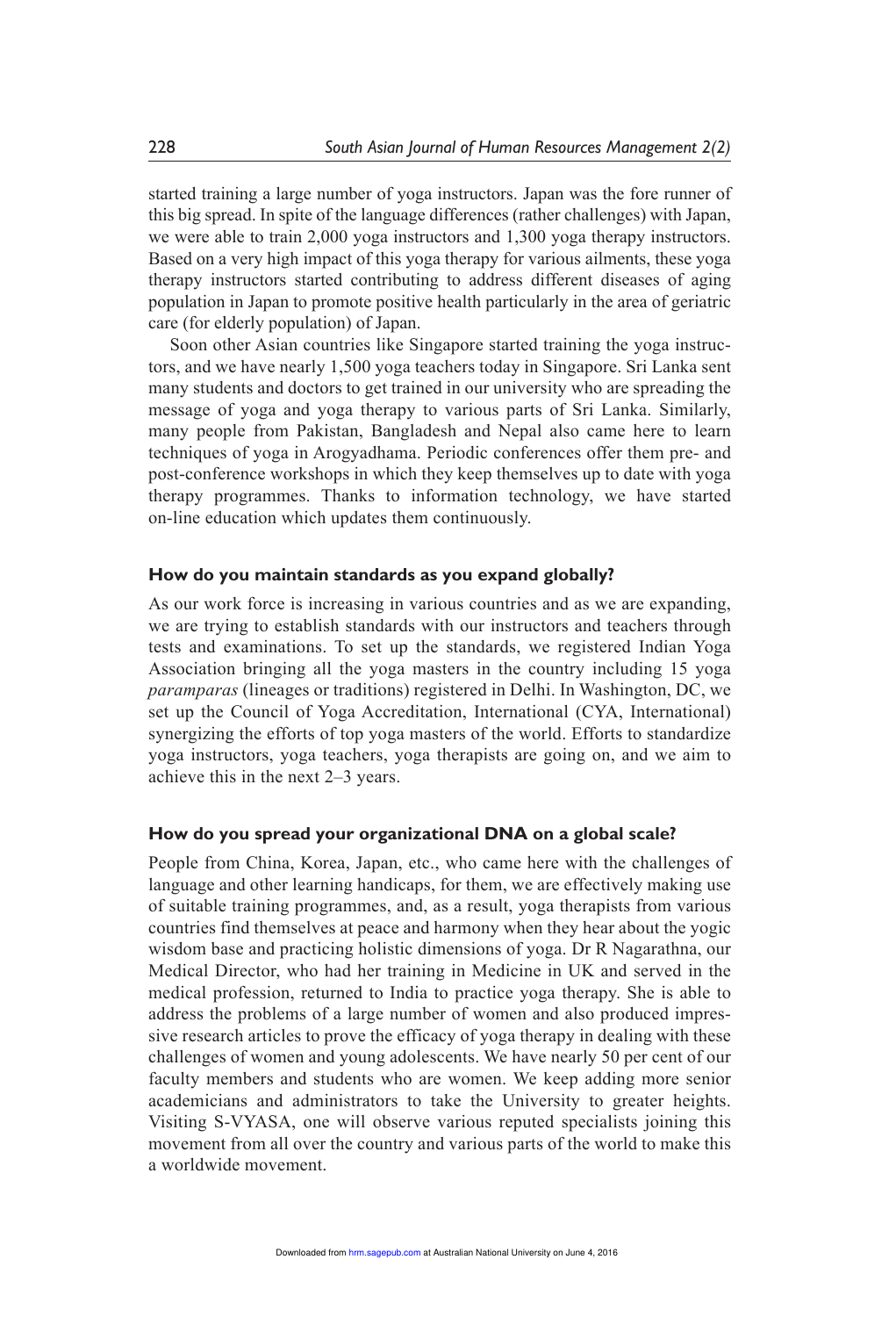started training a large number of yoga instructors. Japan was the fore runner of this big spread. In spite of the language differences (rather challenges) with Japan, we were able to train 2,000 yoga instructors and 1,300 yoga therapy instructors. Based on a very high impact of this yoga therapy for various ailments, these yoga therapy instructors started contributing to address different diseases of aging population in Japan to promote positive health particularly in the area of geriatric care (for elderly population) of Japan.

Soon other Asian countries like Singapore started training the yoga instructors, and we have nearly 1,500 yoga teachers today in Singapore. Sri Lanka sent many students and doctors to get trained in our university who are spreading the message of yoga and yoga therapy to various parts of Sri Lanka. Similarly, many people from Pakistan, Bangladesh and Nepal also came here to learn techniques of yoga in Arogyadhama. Periodic conferences offer them pre- and post-conference workshops in which they keep themselves up to date with yoga therapy programmes. Thanks to information technology, we have started on-line education which updates them continuously.

### How do you maintain standards as you expand globally?

As our work force is increasing in various countries and as we are expanding, we are trying to establish standards with our instructors and teachers through tests and examinations. To set up the standards, we registered Indian Yoga Association bringing all the yoga masters in the country including 15 yoga *paramparas* (lineages or traditions) registered in Delhi. In Washington, DC, we set up the Council of Yoga Accreditation, International (CYA, International) synergizing the efforts of top yoga masters of the world. Efforts to standardize yoga instructors, yoga teachers, yoga therapists are going on, and we aim to achieve this in the next 2–3 years.

### How do you spread your organizational DNA on a global scale?

People from China, Korea, Japan, etc., who came here with the challenges of language and other learning handicaps, for them, we are effectively making use of suitable training programmes, and, as a result, yoga therapists from various countries find themselves at peace and harmony when they hear about the yogic wisdom base and practicing holistic dimensions of yoga. Dr R Nagarathna, our Medical Director, who had her training in Medicine in UK and served in the medical profession, returned to India to practice yoga therapy. She is able to address the problems of a large number of women and also produced impressive research articles to prove the efficacy of yoga therapy in dealing with these challenges of women and young adolescents. We have nearly 50 per cent of our faculty members and students who are women. We keep adding more senior academicians and administrators to take the University to greater heights. Visiting S-VYASA, one will observe various reputed specialists joining this movement from all over the country and various parts of the world to make this a worldwide movement.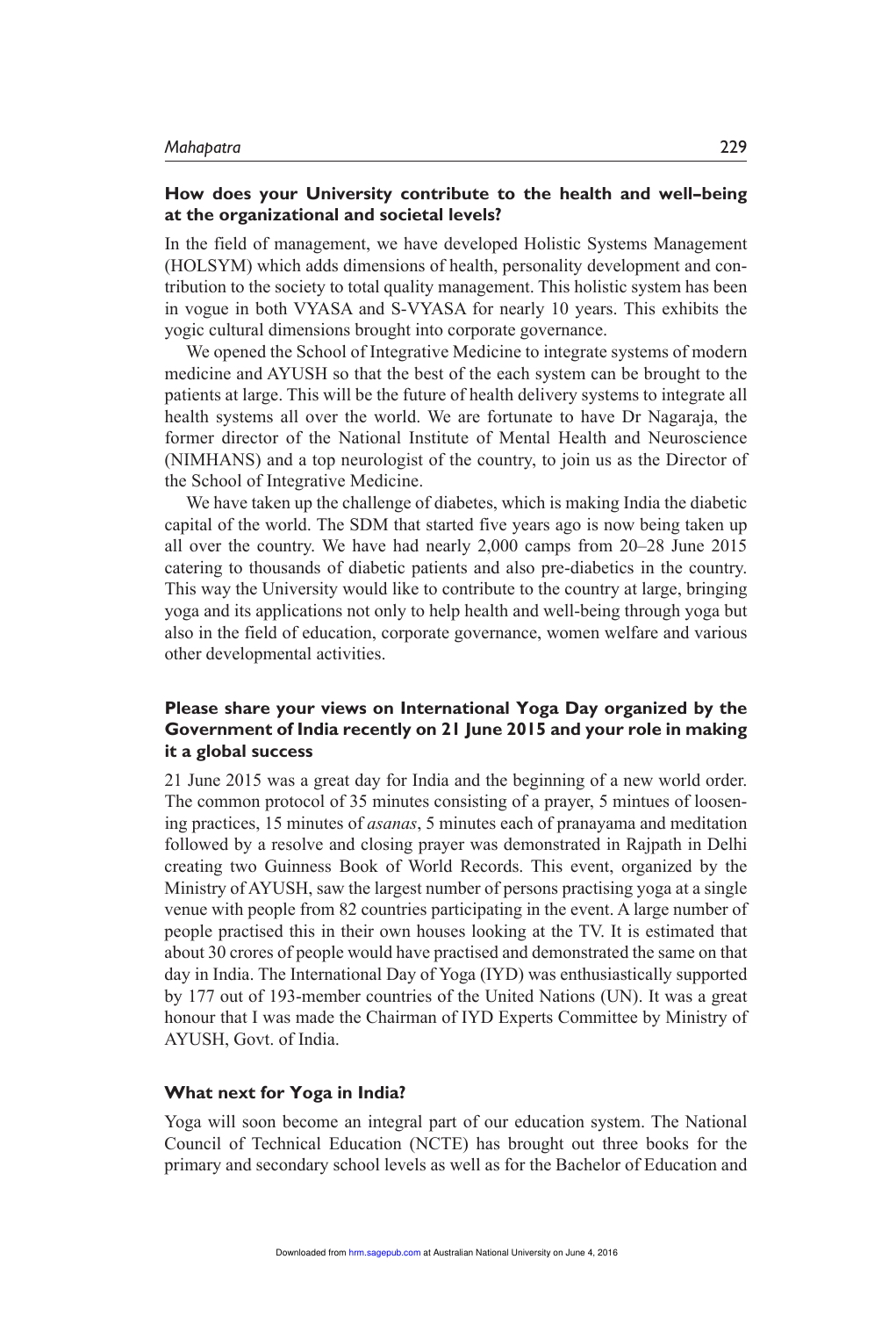### How does your University contribute to the health and well–being at the organizational and societal levels?

In the field of management, we have developed Holistic Systems Management (HOLSYM) which adds dimensions of health, personality development and contribution to the society to total quality management. This holistic system has been in vogue in both VYASA and S-VYASA for nearly 10 years. This exhibits the yogic cultural dimensions brought into corporate governance.

We opened the School of Integrative Medicine to integrate systems of modern medicine and AYUSH so that the best of the each system can be brought to the patients at large. This will be the future of health delivery systems to integrate all health systems all over the world. We are fortunate to have Dr Nagaraja, the former director of the National Institute of Mental Health and Neuroscience (NIMHANS) and a top neurologist of the country, to join us as the Director of the School of Integrative Medicine.

We have taken up the challenge of diabetes, which is making India the diabetic capital of the world. The SDM that started five years ago is now being taken up all over the country. We have had nearly 2,000 camps from 20–28 June 2015 catering to thousands of diabetic patients and also pre-diabetics in the country. This way the University would like to contribute to the country at large, bringing yoga and its applications not only to help health and well-being through yoga but also in the field of education, corporate governance, women welfare and various other developmental activities.

### Please share your views on International Yoga Day organized by the Government of India recently on 21 June 2015 and your role in making it a global success

21 June 2015 was a great day for India and the beginning of a new world order. The common protocol of 35 minutes consisting of a prayer, 5 mintues of loosening practices, 15 minutes of *asanas*, 5 minutes each of pranayama and meditation followed by a resolve and closing prayer was demonstrated in Rajpath in Delhi creating two Guinness Book of World Records. This event, organized by the Ministry of AYUSH, saw the largest number of persons practising yoga at a single venue with people from 82 countries participating in the event. A large number of people practised this in their own houses looking at the TV. It is estimated that about 30 crores of people would have practised and demonstrated the same on that day in India. The International Day of Yoga (IYD) was enthusiastically supported by 177 out of 193-member countries of the United Nations (UN). It was a great honour that I was made the Chairman of IYD Experts Committee by Ministry of AYUSH, Govt. of India.

### What next for Yoga in India?

Yoga will soon become an integral part of our education system. The National Council of Technical Education (NCTE) has brought out three books for the primary and secondary school levels as well as for the Bachelor of Education and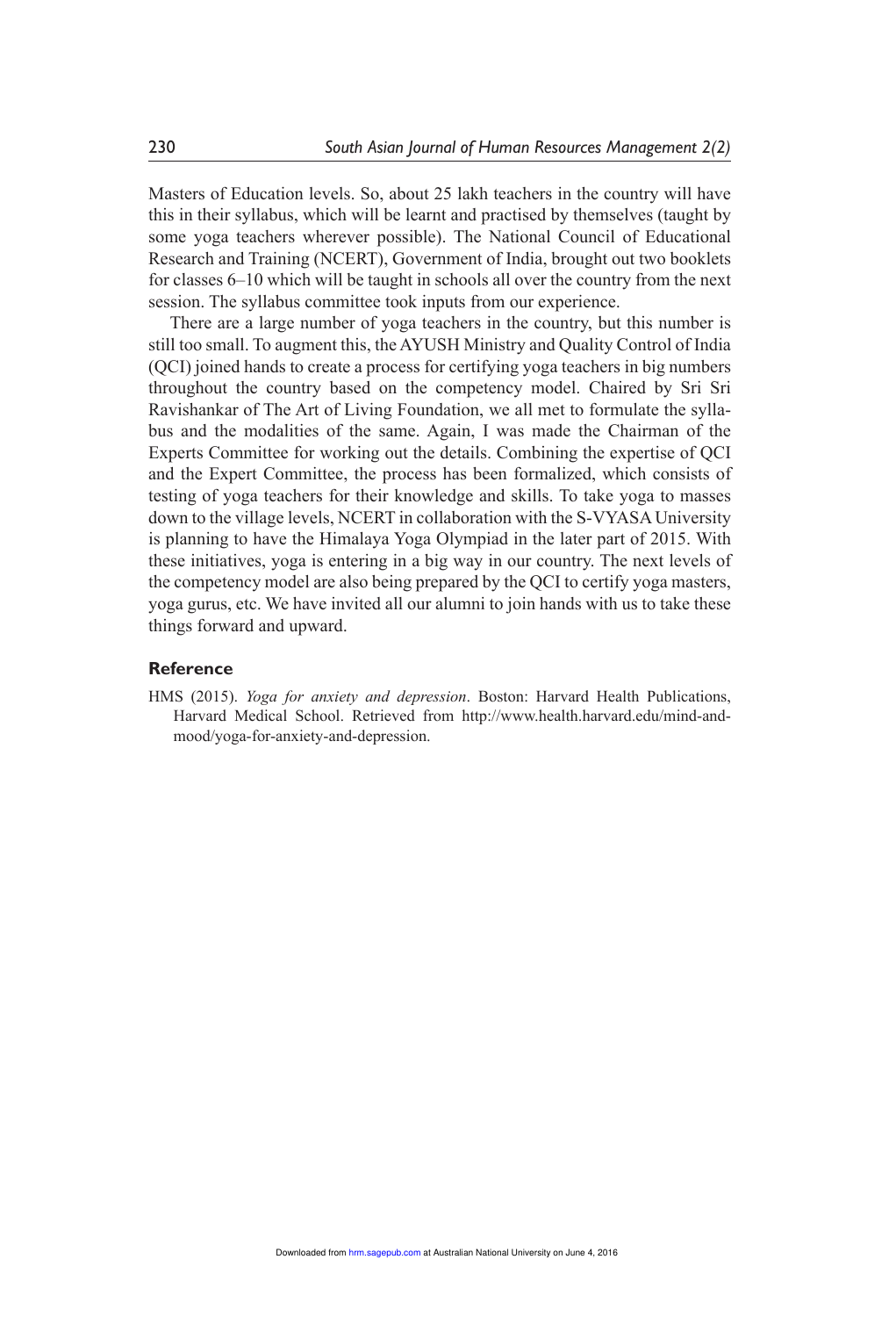Masters of Education levels. So, about 25 lakh teachers in the country will have this in their syllabus, which will be learnt and practised by themselves (taught by some yoga teachers wherever possible). The National Council of Educational Research and Training (NCERT), Government of India, brought out two booklets for classes 6–10 which will be taught in schools all over the country from the next session. The syllabus committee took inputs from our experience.

There are a large number of yoga teachers in the country, but this number is still too small. To augment this, the AYUSH Ministry and Quality Control of India (QCI) joined hands to create a process for certifying yoga teachers in big numbers throughout the country based on the competency model. Chaired by Sri Sri Ravishankar of The Art of Living Foundation, we all met to formulate the syllabus and the modalities of the same. Again, I was made the Chairman of the Experts Committee for working out the details. Combining the expertise of QCI and the Expert Committee, the process has been formalized, which consists of testing of yoga teachers for their knowledge and skills. To take yoga to masses down to the village levels, NCERT in collaboration with the S-VYASA University is planning to have the Himalaya Yoga Olympiad in the later part of 2015. With these initiatives, yoga is entering in a big way in our country. The next levels of the competency model are also being prepared by the QCI to certify yoga masters, yoga gurus, etc. We have invited all our alumni to join hands with us to take these things forward and upward.

## Reference

HMS (2015). *Yoga for anxiety and depression*. Boston: Harvard Health Publications, Harvard Medical School. Retrieved from http://www.health.harvard.edu/mind-and-mood/yoga-for-anxiety-and-depression.